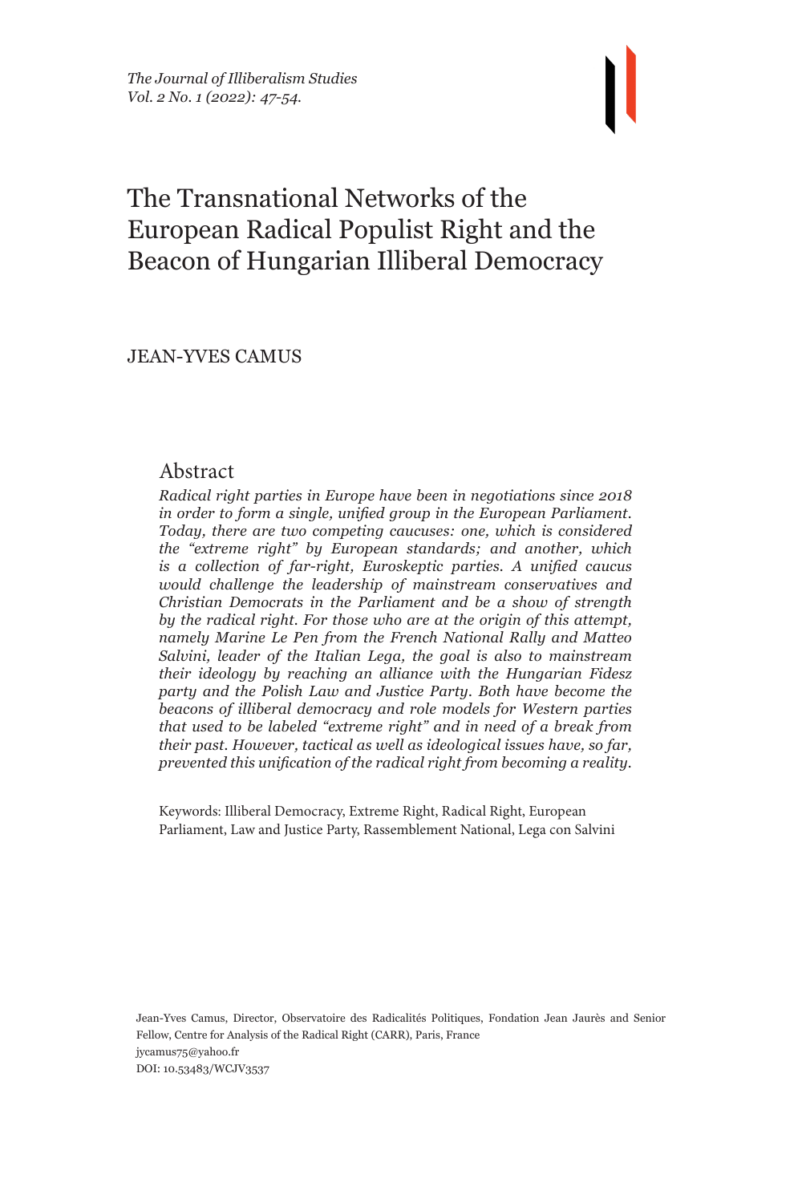# The Transnational Networks of the European Radical Populist Right and the Beacon of Hungarian Illiberal Democracy

JEAN-YVES CAMUS

## Abstract

*Radical right parties in Europe have been in negotiations since 2018 in order to form a single, unified group in the European Parliament. Today, there are two competing caucuses: one, which is considered the "extreme right" by European standards; and another, which is a collection of far-right, Euroskeptic parties. A unified caucus would challenge the leadership of mainstream conservatives and Christian Democrats in the Parliament and be a show of strength by the radical right. For those who are at the origin of this attempt, namely Marine Le Pen from the French National Rally and Matteo Salvini, leader of the Italian Lega, the goal is also to mainstream their ideology by reaching an alliance with the Hungarian Fidesz party and the Polish Law and Justice Party. Both have become the beacons of illiberal democracy and role models for Western parties that used to be labeled "extreme right" and in need of a break from their past. However, tactical as well as ideological issues have, so far, prevented this unification of the radical right from becoming a reality.*

Keywords: Illiberal Democracy, Extreme Right, Radical Right, European Parliament, Law and Justice Party, Rassemblement National, Lega con Salvini

Jean-Yves Camus, Director, Observatoire des Radicalités Politiques, Fondation Jean Jaurès and Senior Fellow, Centre for Analysis of the Radical Right (CARR), Paris, France
jycamus75@yahoo.fr
DOI: 10.53483/WCJV3537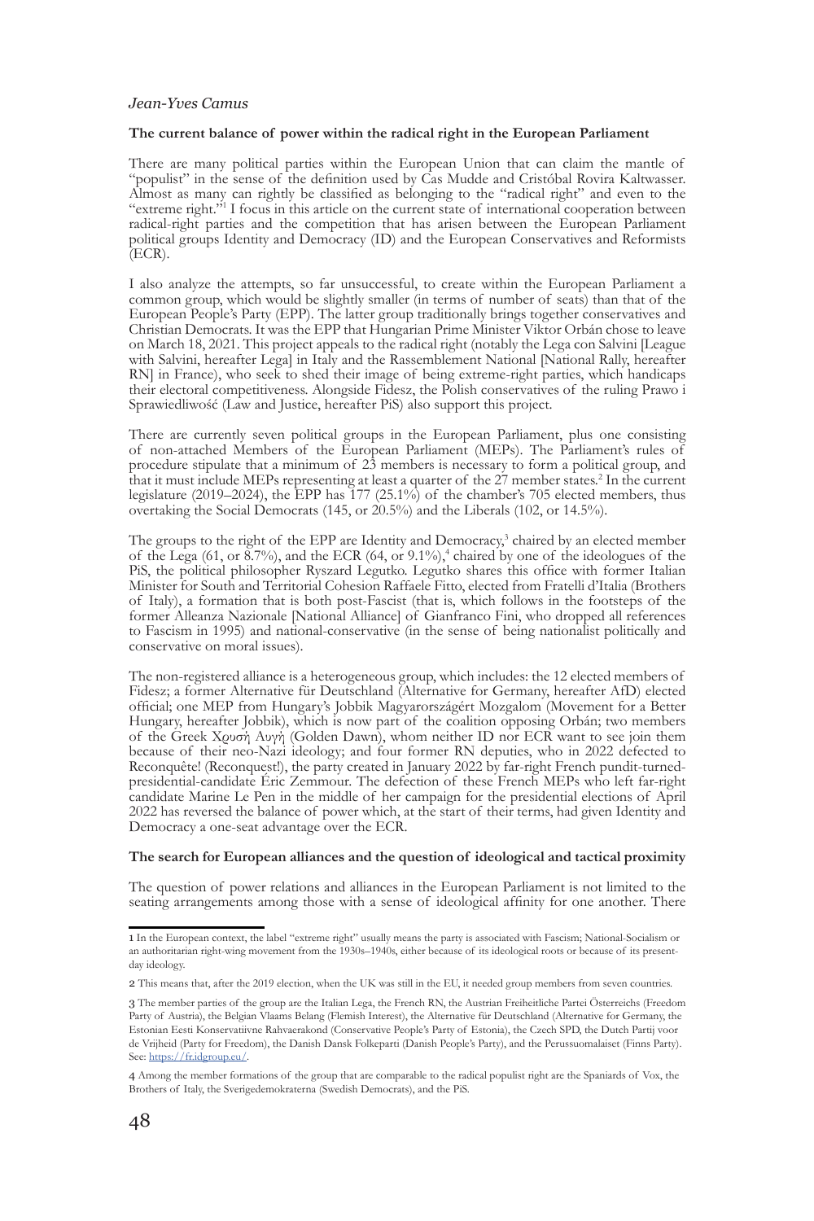*Jean-Yves Camus*

**The current balance of power within the radical right in the European Parliament**

There are many political parties within the European Union that can claim the mantle of "populist" in the sense of the definition used by Cas Mudde and Cristóbal Rovira Kaltwasser. Almost as many can rightly be classified as belonging to the "radical right" and even to the "extreme right."[1] I focus in this article on the current state of international cooperation between radical-right parties and the competition that has arisen between the European Parliament political groups Identity and Democracy (ID) and the European Conservatives and Reformists (ECR).

I also analyze the attempts, so far unsuccessful, to create within the European Parliament a common group, which would be slightly smaller (in terms of number of seats) than that of the European People's Party (EPP). The latter group traditionally brings together conservatives and Christian Democrats. It was the EPP that Hungarian Prime Minister Viktor Orbán chose to leave on March 18, 2021. This project appeals to the radical right (notably the Lega con Salvini [League with Salvini, hereafter Lega] in Italy and the Rassemblement National [National Rally, hereafter RN] in France), who seek to shed their image of being extreme-right parties, which handicaps their electoral competitiveness. Alongside Fidesz, the Polish conservatives of the ruling Prawo i Sprawiedliwość (Law and Justice, hereafter PiS) also support this project.

There are currently seven political groups in the European Parliament, plus one consisting of non-attached Members of the European Parliament (MEPs). The Parliament's rules of procedure stipulate that a minimum of 23 members is necessary to form a political group, and that it must include MEPs representing at least a quarter of the 27 member states.[2] In the current legislature (2019–2024), the EPP has 177 (25.1%) of the chamber's 705 elected members, thus overtaking the Social Democrats (145, or 20.5%) and the Liberals (102, or 14.5%).

The groups to the right of the EPP are Identity and Democracy,[3] chaired by an elected member of the Lega (61, or 8.7%), and the ECR (64, or 9.1%),[4] chaired by one of the ideologues of the PiS, the political philosopher Ryszard Legutko. Legutko shares this office with former Italian Minister for South and Territorial Cohesion Raffaele Fitto, elected from Fratelli d'Italia (Brothers of Italy), a formation that is both post-Fascist (that is, which follows in the footsteps of the former Alleanza Nazionale [National Alliance] of Gianfranco Fini, who dropped all references to Fascism in 1995) and national-conservative (in the sense of being nationalist politically and conservative on moral issues).

The non-registered alliance is a heterogeneous group, which includes: the 12 elected members of Fidesz; a former Alternative für Deutschland (Alternative for Germany, hereafter AfD) elected official; one MEP from Hungary's Jobbik Magyarországért Mozgalom (Movement for a Better Hungary, hereafter Jobbik), which is now part of the coalition opposing Orbán; two members of the Greek Χρυσή Αυγή (Golden Dawn), whom neither ID nor ECR want to see join them because of their neo-Nazi ideology; and four former RN deputies, who in 2022 defected to Reconquête! (Reconquest!), the party created in January 2022 by far-right French pundit-turned-presidential-candidate Éric Zemmour. The defection of these French MEPs who left far-right candidate Marine Le Pen in the middle of her campaign for the presidential elections of April 2022 has reversed the balance of power which, at the start of their terms, had given Identity and Democracy a one-seat advantage over the ECR.

**The search for European alliances and the question of ideological and tactical proximity**

The question of power relations and alliances in the European Parliament is not limited to the seating arrangements among those with a sense of ideological affinity for one another. There

---

1 In the European context, the label "extreme right" usually means the party is associated with Fascism; National-Socialism or an authoritarian right-wing movement from the 1930s–1940s, either because of its ideological roots or because of its present-day ideology.

2 This means that, after the 2019 election, when the UK was still in the EU, it needed group members from seven countries.

3 The member parties of the group are the Italian Lega, the French RN, the Austrian Freiheitliche Partei Österreichs (Freedom Party of Austria), the Belgian Vlaams Belang (Flemish Interest), the Alternative für Deutschland (Alternative for Germany, the Estonian Eesti Konservatiivne Rahvaerakond (Conservative People's Party of Estonia), the Czech SPD, the Dutch Partij voor de Vrijheid (Party for Freedom), the Danish Dansk Folkeparti (Danish People's Party), and the Perussuomalaiset (Finns Party). See: https://fr.idgroup.eu/.

4 Among the member formations of the group that are comparable to the radical populist right are the Spaniards of Vox, the Brothers of Italy, the Sverigedemokraterna (Swedish Democrats), and the PiS.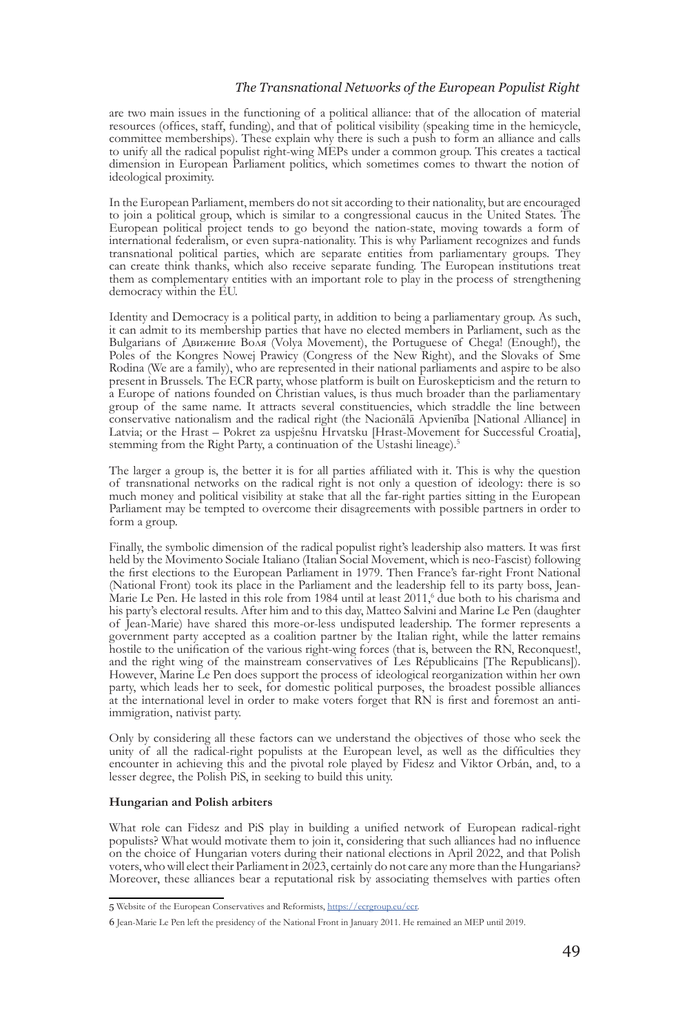are two main issues in the functioning of a political alliance: that of the allocation of material resources (offices, staff, funding), and that of political visibility (speaking time in the hemicycle, committee memberships). These explain why there is such a push to form an alliance and calls to unify all the radical populist right-wing MEPs under a common group. This creates a tactical dimension in European Parliament politics, which sometimes comes to thwart the notion of ideological proximity.

In the European Parliament, members do not sit according to their nationality, but are encouraged to join a political group, which is similar to a congressional caucus in the United States. The European political project tends to go beyond the nation-state, moving towards a form of international federalism, or even supra-nationality. This is why Parliament recognizes and funds transnational political parties, which are separate entities from parliamentary groups. They can create think thanks, which also receive separate funding. The European institutions treat them as complementary entities with an important role to play in the process of strengthening democracy within the EU.

Identity and Democracy is a political party, in addition to being a parliamentary group. As such, it can admit to its membership parties that have no elected members in Parliament, such as the Bulgarians of Движение Воля (Volya Movement), the Portuguese of Chega! (Enough!), the Poles of the Kongres Nowej Prawicy (Congress of the New Right), and the Slovaks of Sme Rodina (We are a family), who are represented in their national parliaments and aspire to be also present in Brussels. The ECR party, whose platform is built on Euroskepticism and the return to a Europe of nations founded on Christian values, is thus much broader than the parliamentary group of the same name. It attracts several constituencies, which straddle the line between conservative nationalism and the radical right (the Nacionālā Apvienība [National Alliance] in Latvia; or the Hrast – Pokret za uspješnu Hrvatsku [Hrast-Movement for Successful Croatia], stemming from the Right Party, a continuation of the Ustashi lineage).[5]

The larger a group is, the better it is for all parties affiliated with it. This is why the question of transnational networks on the radical right is not only a question of ideology: there is so much money and political visibility at stake that all the far-right parties sitting in the European Parliament may be tempted to overcome their disagreements with possible partners in order to form a group.

Finally, the symbolic dimension of the radical populist right's leadership also matters. It was first held by the Movimento Sociale Italiano (Italian Social Movement, which is neo-Fascist) following the first elections to the European Parliament in 1979. Then France's far-right Front National (National Front) took its place in the Parliament and the leadership fell to its party boss, Jean-Marie Le Pen. He lasted in this role from 1984 until at least 2011,[6] due both to his charisma and his party's electoral results. After him and to this day, Matteo Salvini and Marine Le Pen (daughter of Jean-Marie) have shared this more-or-less undisputed leadership. The former represents a government party accepted as a coalition partner by the Italian right, while the latter remains hostile to the unification of the various right-wing forces (that is, between the RN, Reconquest!, and the right wing of the mainstream conservatives of Les Républicains [The Republicans]). However, Marine Le Pen does support the process of ideological reorganization within her own party, which leads her to seek, for domestic political purposes, the broadest possible alliances at the international level in order to make voters forget that RN is first and foremost an anti-immigration, nativist party.

Only by considering all these factors can we understand the objectives of those who seek the unity of all the radical-right populists at the European level, as well as the difficulties they encounter in achieving this and the pivotal role played by Fidesz and Viktor Orbán, and, to a lesser degree, the Polish PiS, in seeking to build this unity.

**Hungarian and Polish arbiters**

What role can Fidesz and PiS play in building a unified network of European radical-right populists? What would motivate them to join it, considering that such alliances had no influence on the choice of Hungarian voters during their national elections in April 2022, and that Polish voters, who will elect their Parliament in 2023, certainly do not care any more than the Hungarians? Moreover, these alliances bear a reputational risk by associating themselves with parties often

5 Website of the European Conservatives and Reformists, https://ecrgroup.eu/ecr.

6 Jean-Marie Le Pen left the presidency of the National Front in January 2011. He remained an MEP until 2019.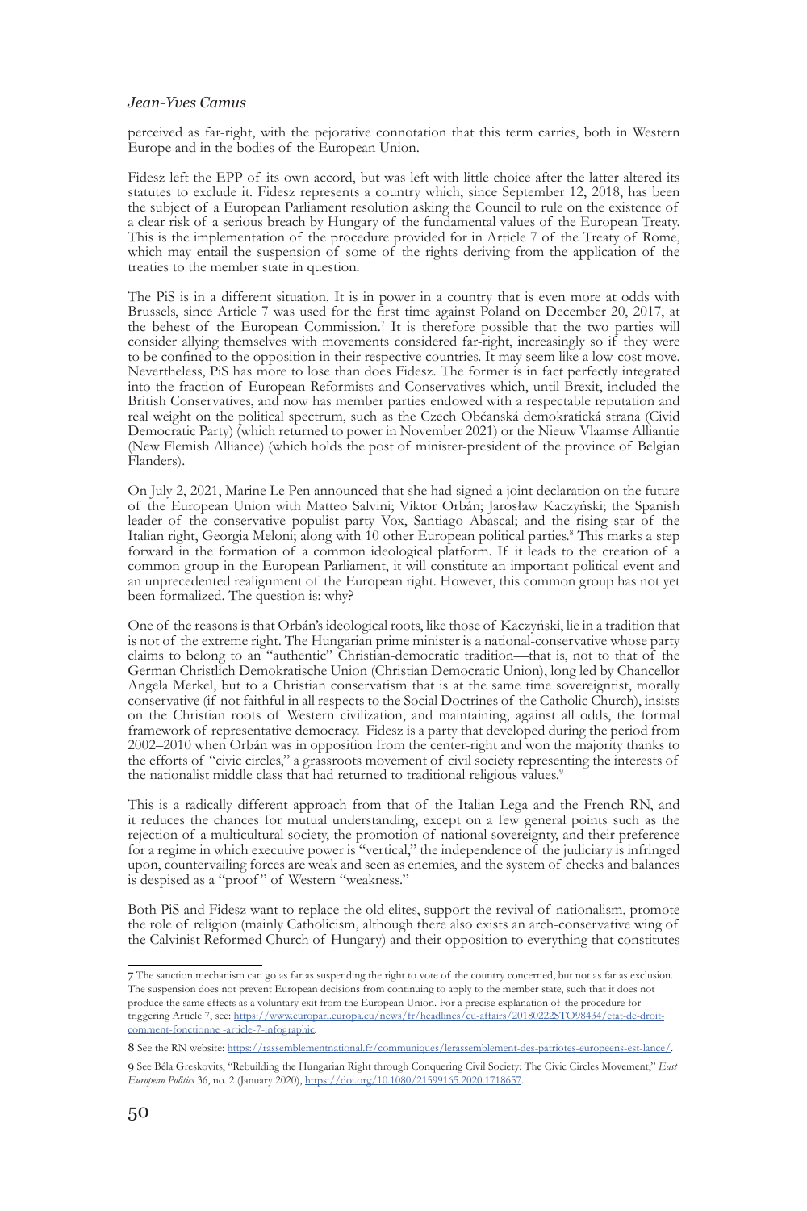perceived as far-right, with the pejorative connotation that this term carries, both in Western Europe and in the bodies of the European Union.

Fidesz left the EPP of its own accord, but was left with little choice after the latter altered its statutes to exclude it. Fidesz represents a country which, since September 12, 2018, has been the subject of a European Parliament resolution asking the Council to rule on the existence of a clear risk of a serious breach by Hungary of the fundamental values of the European Treaty. This is the implementation of the procedure provided for in Article 7 of the Treaty of Rome, which may entail the suspension of some of the rights deriving from the application of the treaties to the member state in question.

The PiS is in a different situation. It is in power in a country that is even more at odds with Brussels, since Article 7 was used for the first time against Poland on December 20, 2017, at the behest of the European Commission.[7] It is therefore possible that the two parties will consider allying themselves with movements considered far-right, increasingly so if they were to be confined to the opposition in their respective countries. It may seem like a low-cost move. Nevertheless, PiS has more to lose than does Fidesz. The former is in fact perfectly integrated into the fraction of European Reformists and Conservatives which, until Brexit, included the British Conservatives, and now has member parties endowed with a respectable reputation and real weight on the political spectrum, such as the Czech Občanská demokratická strana (Civid Democratic Party) (which returned to power in November 2021) or the Nieuw Vlaamse Alliantie (New Flemish Alliance) (which holds the post of minister-president of the province of Belgian Flanders).

On July 2, 2021, Marine Le Pen announced that she had signed a joint declaration on the future of the European Union with Matteo Salvini; Viktor Orbán; Jarosław Kaczyński; the Spanish leader of the conservative populist party Vox, Santiago Abascal; and the rising star of the Italian right, Georgia Meloni; along with 10 other European political parties.[8] This marks a step forward in the formation of a common ideological platform. If it leads to the creation of a common group in the European Parliament, it will constitute an important political event and an unprecedented realignment of the European right. However, this common group has not yet been formalized. The question is: why?

One of the reasons is that Orbán's ideological roots, like those of Kaczyński, lie in a tradition that is not of the extreme right. The Hungarian prime minister is a national-conservative whose party claims to belong to an "authentic" Christian-democratic tradition—that is, not to that of the German Christlich Demokratische Union (Christian Democratic Union), long led by Chancellor Angela Merkel, but to a Christian conservatism that is at the same time sovereigntist, morally conservative (if not faithful in all respects to the Social Doctrines of the Catholic Church), insists on the Christian roots of Western civilization, and maintaining, against all odds, the formal framework of representative democracy. Fidesz is a party that developed during the period from 2002–2010 when Orbán was in opposition from the center-right and won the majority thanks to the efforts of "civic circles," a grassroots movement of civil society representing the interests of the nationalist middle class that had returned to traditional religious values.[9]

This is a radically different approach from that of the Italian Lega and the French RN, and it reduces the chances for mutual understanding, except on a few general points such as the rejection of a multicultural society, the promotion of national sovereignty, and their preference for a regime in which executive power is "vertical," the independence of the judiciary is infringed upon, countervailing forces are weak and seen as enemies, and the system of checks and balances is despised as a "proof" of Western "weakness."

Both PiS and Fidesz want to replace the old elites, support the revival of nationalism, promote the role of religion (mainly Catholicism, although there also exists an arch-conservative wing of the Calvinist Reformed Church of Hungary) and their opposition to everything that constitutes

---

7 The sanction mechanism can go as far as suspending the right to vote of the country concerned, but not as far as exclusion. The suspension does not prevent European decisions from continuing to apply to the member state, such that it does not produce the same effects as a voluntary exit from the European Union. For a precise explanation of the procedure for triggering Article 7, see: https://www.europarl.europa.eu/news/fr/headlines/eu-affairs/20180222STO98434/etat-de-droit-comment-fonctionne -article-7-infographic.

8 See the RN website: https://rassemblementnational.fr/communiques/lerassemblement-des-patriotes-europeens-est-lance/.

9 See Béla Greskovits, "Rebuilding the Hungarian Right through Conquering Civil Society: The Civic Circles Movement," *East European Politics* 36, no. 2 (January 2020), https://doi.org/10.1080/21599165.2020.1718657.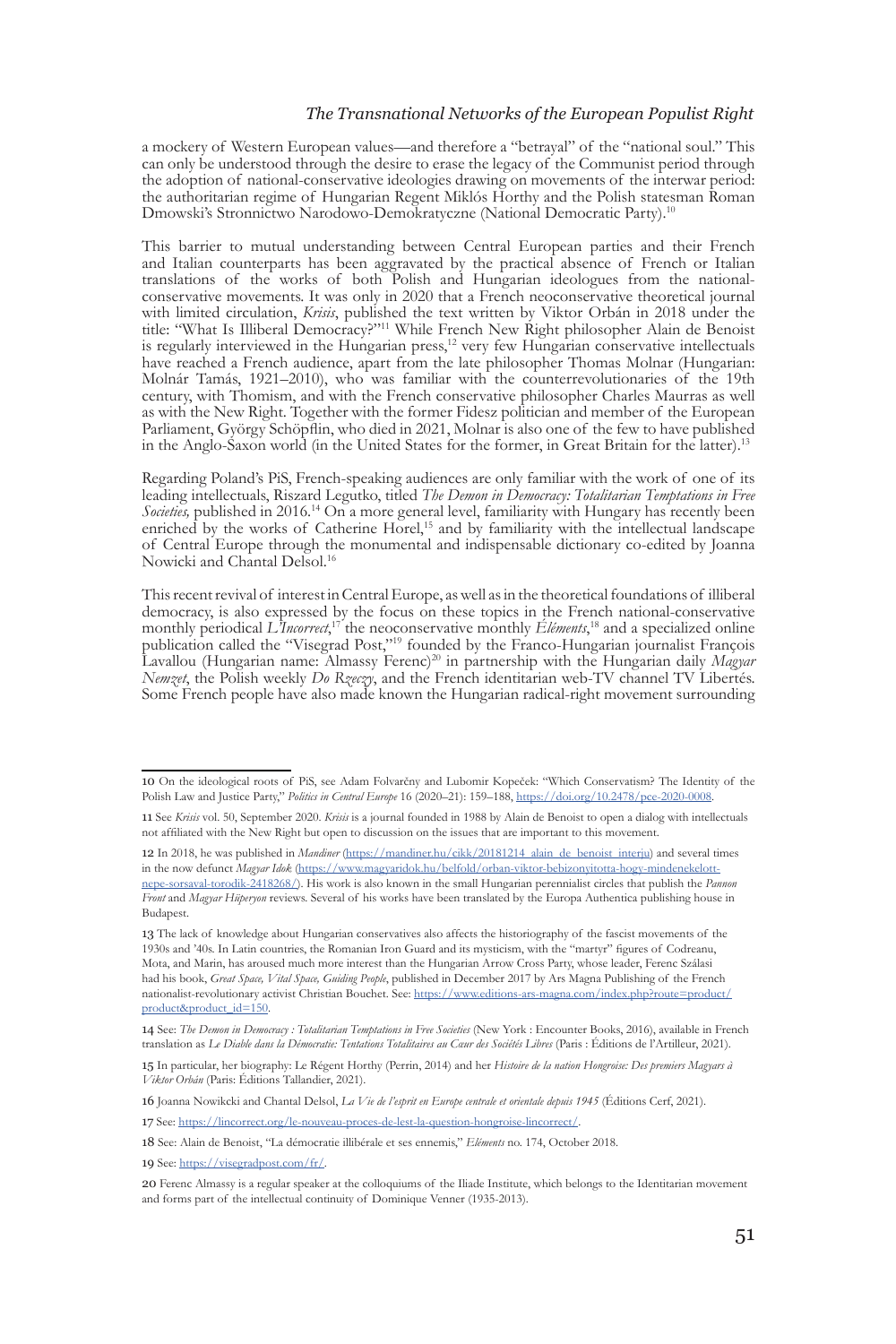a mockery of Western European values—and therefore a "betrayal" of the "national soul." This can only be understood through the desire to erase the legacy of the Communist period through the adoption of national-conservative ideologies drawing on movements of the interwar period: the authoritarian regime of Hungarian Regent Miklós Horthy and the Polish statesman Roman Dmowski's Stronnictwo Narodowo-Demokratyczne (National Democratic Party).[10]

This barrier to mutual understanding between Central European parties and their French and Italian counterparts has been aggravated by the practical absence of French or Italian translations of the works of both Polish and Hungarian ideologues from the national-conservative movements. It was only in 2020 that a French neoconservative theoretical journal with limited circulation, *Krisis*, published the text written by Viktor Orbán in 2018 under the title: "What Is Illiberal Democracy?"[11] While French New Right philosopher Alain de Benoist is regularly interviewed in the Hungarian press,[12] very few Hungarian conservative intellectuals have reached a French audience, apart from the late philosopher Thomas Molnar (Hungarian: Molnár Tamás, 1921–2010), who was familiar with the counterrevolutionaries of the 19th century, with Thomism, and with the French conservative philosopher Charles Maurras as well as with the New Right. Together with the former Fidesz politician and member of the European Parliament, György Schöpflin, who died in 2021, Molnar is also one of the few to have published in the Anglo-Saxon world (in the United States for the former, in Great Britain for the latter).[13]

Regarding Poland's PiS, French-speaking audiences are only familiar with the work of one of its leading intellectuals, Riszard Legutko, titled *The Demon in Democracy: Totalitarian Temptations in Free Societies,* published in 2016.[14] On a more general level, familiarity with Hungary has recently been enriched by the works of Catherine Horel,[15] and by familiarity with the intellectual landscape of Central Europe through the monumental and indispensable dictionary co-edited by Joanna Nowicki and Chantal Delsol.[16]

This recent revival of interest in Central Europe, as well as in the theoretical foundations of illiberal democracy, is also expressed by the focus on these topics in the French national-conservative monthly periodical *L'Incorrect*,[17] the neoconservative monthly *Éléments*,[18] and a specialized online publication called the "Visegrad Post,"[19] founded by the Franco-Hungarian journalist François Lavallou (Hungarian name: Almassy Ferenc)[20] in partnership with the Hungarian daily *Magyar Nemzet*, the Polish weekly *Do Rzeczy*, and the French identitarian web-TV channel TV Libertés. Some French people have also made known the Hungarian radical-right movement surrounding

---

10 On the ideological roots of PiS, see Adam Folvarčny and Lubomir Kopeček: "Which Conservatism? The Identity of the Polish Law and Justice Party," *Politics in Central Europe* 16 (2020–21): 159–188, https://doi.org/10.2478/pce-2020-0008.

11 See *Krisis* vol. 50, September 2020. *Krisis* is a journal founded in 1988 by Alain de Benoist to open a dialog with intellectuals not affiliated with the New Right but open to discussion on the issues that are important to this movement.

12 In 2018, he was published in *Mandiner* (https://mandiner.hu/cikk/20181214_alain_de_benoist_interju) and several times in the now defunct *Magyar Idok* (https://www.magyaridok.hu/belfold/orban-viktor-bebizonyitotta-hogy-mindenekelott-nepe-sorsaval-torodik-2418268/). His work is also known in the small Hungarian perennialist circles that publish the *Pannon Front* and *Magyar Hüperyon* reviews. Several of his works have been translated by the Europa Authentica publishing house in Budapest.

13 The lack of knowledge about Hungarian conservatives also affects the historiography of the fascist movements of the 1930s and '40s. In Latin countries, the Romanian Iron Guard and its mysticism, with the "martyr" figures of Codreanu, Mota, and Marin, has aroused much more interest than the Hungarian Arrow Cross Party, whose leader, Ferenc Szálasi had his book, *Great Space, Vital Space, Guiding People*, published in December 2017 by Ars Magna Publishing of the French nationalist-revolutionary activist Christian Bouchet. See: https://www.editions-ars-magna.com/index.php?route=product/product&product_id=150.

14 See: *The Demon in Democracy : Totalitarian Temptations in Free Societies* (New York : Encounter Books, 2016), available in French translation as *Le Diable dans la Démocratie: Tentations Totalitaires au Cœur des Sociétés Libres* (Paris : Éditions de l'Artilleur, 2021).

15 In particular, her biography: Le Régent Horthy (Perrin, 2014) and her *Histoire de la nation Hongroise: Des premiers Magyars à Viktor Orbán* (Paris: Éditions Tallandier, 2021).

16 Joanna Nowikcki and Chantal Delsol, *La Vie de l'esprit en Europe centrale et orientale depuis 1945* (Éditions Cerf, 2021).

17 See: https://lincorrect.org/le-nouveau-proces-de-lest-la-question-hongroise-lincorrect/.

18 See: Alain de Benoist, "La démocratie illibérale et ses ennemis," *Éléments* no. 174, October 2018.

19 See: https://visegradpost.com/fr/.

20 Ferenc Almassy is a regular speaker at the colloquiums of the Iliade Institute, which belongs to the Identitarian movement and forms part of the intellectual continuity of Dominique Venner (1935-2013).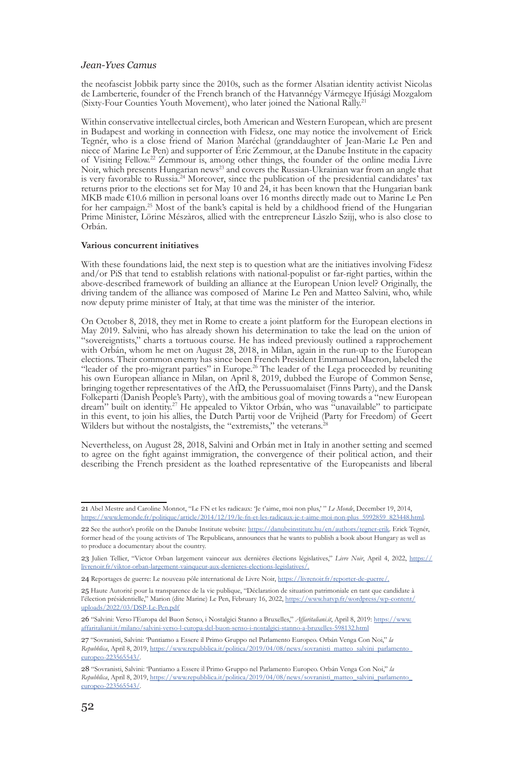the neofascist Jobbik party since the 2010s, such as the former Alsatian identity activist Nicolas de Lamberterie, founder of the French branch of the Hatvannégy Vármegye Ifjúsági Mozgalom (Sixty-Four Counties Youth Movement), who later joined the National Rally.[21]

Within conservative intellectual circles, both American and Western European, which are present in Budapest and working in connection with Fidesz, one may notice the involvement of Erick Tegnér, who is a close friend of Marion Maréchal (granddaughter of Jean-Marie Le Pen and niece of Marine Le Pen) and supporter of Éric Zemmour, at the Danube Institute in the capacity of Visiting Fellow.[22] Zemmour is, among other things, the founder of the online media Livre Noir, which presents Hungarian news[23] and covers the Russian-Ukrainian war from an angle that is very favorable to Russia.[24] Moreover, since the publication of the presidential candidates' tax returns prior to the elections set for May 10 and 24, it has been known that the Hungarian bank MKB made €10.6 million in personal loans over 16 months directly made out to Marine Le Pen for her campaign.[25] Most of the bank's capital is held by a childhood friend of the Hungarian Prime Minister, Lörinc Mészàros, allied with the entrepreneur Làszlo Szijj, who is also close to Orbán.

**Various concurrent initiatives**

With these foundations laid, the next step is to question what are the initiatives involving Fidesz and/or PiS that tend to establish relations with national-populist or far-right parties, within the above-described framework of building an alliance at the European Union level? Originally, the driving tandem of the alliance was composed of Marine Le Pen and Matteo Salvini, who, while now deputy prime minister of Italy, at that time was the minister of the interior.

On October 8, 2018, they met in Rome to create a joint platform for the European elections in May 2019. Salvini, who has already shown his determination to take the lead on the union of "sovereigntists," charts a tortuous course. He has indeed previously outlined a rapprochement with Orbán, whom he met on August 28, 2018, in Milan, again in the run-up to the European elections. Their common enemy has since been French President Emmanuel Macron, labeled the "leader of the pro-migrant parties" in Europe.[26] The leader of the Lega proceeded by reuniting his own European alliance in Milan, on April 8, 2019, dubbed the Europe of Common Sense, bringing together representatives of the AfD, the Perussuomalaiset (Finns Party), and the Dansk Folkeparti (Danish People's Party), with the ambitious goal of moving towards a "new European dream" built on identity.[27] He appealed to Viktor Orbán, who was "unavailable" to participate in this event, to join his allies, the Dutch Partij voor de Vrijheid (Party for Freedom) of Geert Wilders but without the nostalgists, the "extremists," the veterans.[28]

Nevertheless, on August 28, 2018, Salvini and Orbán met in Italy in another setting and seemed to agree on the fight against immigration, the convergence of their political action, and their describing the French president as the loathed representative of the Europeanists and liberal

---

21 Abel Mestre and Caroline Monnot, "Le FN et les radicaux: 'Je t'aime, moi non plus,' " *Le Monde*, December 19, 2014, https://www.lemonde.fr/politique/article/2014/12/19/le-fn-et-les-radicaux-je-t-aime-moi-non-plus_5992859_823448.html.

22 See the author's profile on the Danube Institute website: https://danubeinstitute.hu/en/authors/tegner-erik. Erick Tegnér, former head of the young activists of The Republicans, announces that he wants to publish a book about Hungary as well as to produce a documentary about the country.

23 Julien Tellier, "Victor Orban largement vainceur aux dernières élections législatives," *Livre Noir*, April 4, 2022, https://livrenoir.fr/viktor-orban-largement-vainqueur-aux-dernieres-elections-legislatives/.

24 Reportages de guerre: Le nouveau pôle international de Livre Noir, https://livrenoir.fr/reporter-de-guerre/.

25 Haute Autorité pour la transparence de la vie publique, "Déclaration de situation patrimoniale en tant que candidate à l'élection présidentielle," Marion (dite Marine) Le Pen, February 16, 2022, https://www.hatvp.fr/wordpress/wp-content/uploads/2022/03/DSP-Le-Pen.pdf

26 "Salvini: Verso l'Europa del Buon Senso, i Nostalgici Stanno a Bruxelles," *Affaritaliani.it*, April 8, 2019: https://www.affaritaliani.it/milano/salvini-verso-l-europa-del-buon-senso-i-nostalgici-stanno-a-bruxelles-598132.html

27 "Sovranisti, Salvini: 'Puntiamo a Essere il Primo Gruppo nel Parlamento Europeo. Orbán Venga Con Noi," *la Repubblica*, April 8, 2019, https://www.repubblica.it/politica/2019/04/08/news/sovranisti_matteo_salvini_parlamento_europeo-223565543/.

28 "Sovranisti, Salvini: 'Puntiamo a Essere il Primo Gruppo nel Parlamento Europeo. Orbán Venga Con Noi," *la Repubblica*, April 8, 2019, https://www.repubblica.it/politica/2019/04/08/news/sovranisti_matteo_salvini_parlamento_europeo-223565543/.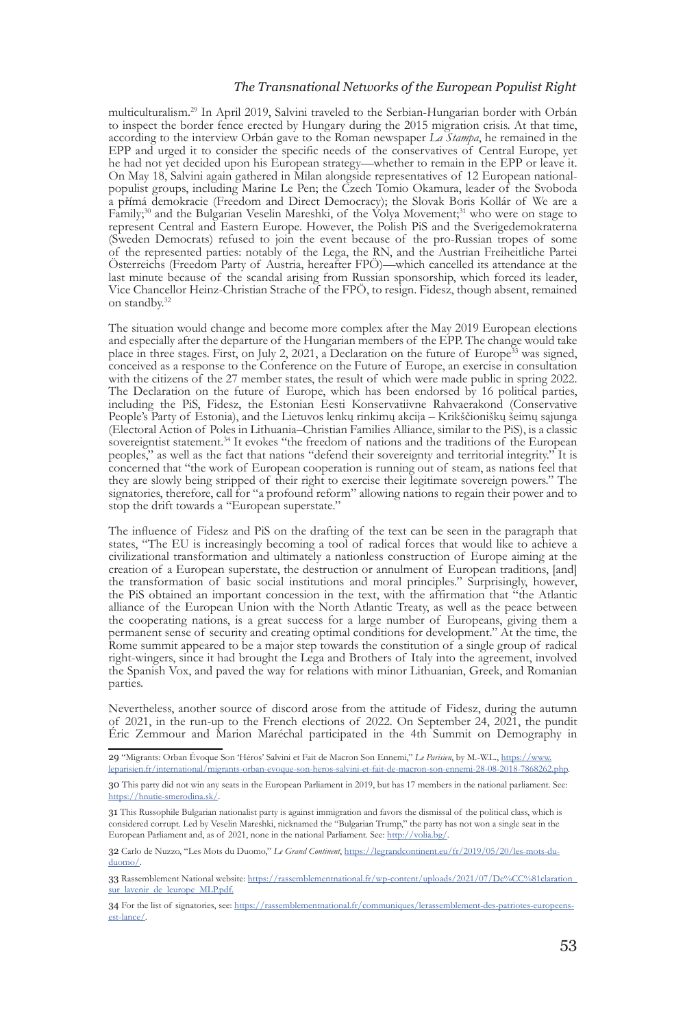multiculturalism.[29] In April 2019, Salvini traveled to the Serbian-Hungarian border with Orbán to inspect the border fence erected by Hungary during the 2015 migration crisis. At that time, according to the interview Orbán gave to the Roman newspaper *La Stampa*, he remained in the EPP and urged it to consider the specific needs of the conservatives of Central Europe, yet he had not yet decided upon his European strategy—whether to remain in the EPP or leave it. On May 18, Salvini again gathered in Milan alongside representatives of 12 European national-populist groups, including Marine Le Pen; the Czech Tomio Okamura, leader of the Svoboda a přímá demokracie (Freedom and Direct Democracy); the Slovak Boris Kollár of We are a Family;[30] and the Bulgarian Veselin Mareshki, of the Volya Movement;[31] who were on stage to represent Central and Eastern Europe. However, the Polish PiS and the Sverigedemokraterna (Sweden Democrats) refused to join the event because of the pro-Russian tropes of some of the represented parties: notably of the Lega, the RN, and the Austrian Freiheitliche Partei Österreichs (Freedom Party of Austria, hereafter FPÖ)—which cancelled its attendance at the last minute because of the scandal arising from Russian sponsorship, which forced its leader, Vice Chancellor Heinz-Christian Strache of the FPÖ, to resign. Fidesz, though absent, remained on standby.[32]

The situation would change and become more complex after the May 2019 European elections and especially after the departure of the Hungarian members of the EPP. The change would take place in three stages. First, on July 2, 2021, a Declaration on the future of Europe[33] was signed, conceived as a response to the Conference on the Future of Europe, an exercise in consultation with the citizens of the 27 member states, the result of which were made public in spring 2022. The Declaration on the future of Europe, which has been endorsed by 16 political parties, including the PiS, Fidesz, the Estonian Eesti Konservatiivne Rahvaerakond (Conservative People's Party of Estonia), and the Lietuvos lenkų rinkimų akcija – Krikščioniškų šeimų sąjunga (Electoral Action of Poles in Lithuania–Christian Families Alliance, similar to the PiS), is a classic sovereigntist statement.[34] It evokes "the freedom of nations and the traditions of the European peoples," as well as the fact that nations "defend their sovereignty and territorial integrity." It is concerned that "the work of European cooperation is running out of steam, as nations feel that they are slowly being stripped of their right to exercise their legitimate sovereign powers." The signatories, therefore, call for "a profound reform" allowing nations to regain their power and to stop the drift towards a "European superstate."

The influence of Fidesz and PiS on the drafting of the text can be seen in the paragraph that states, "The EU is increasingly becoming a tool of radical forces that would like to achieve a civilizational transformation and ultimately a nationless construction of Europe aiming at the creation of a European superstate, the destruction or annulment of European traditions, [and] the transformation of basic social institutions and moral principles." Surprisingly, however, the PiS obtained an important concession in the text, with the affirmation that "the Atlantic alliance of the European Union with the North Atlantic Treaty, as well as the peace between the cooperating nations, is a great success for a large number of Europeans, giving them a permanent sense of security and creating optimal conditions for development." At the time, the Rome summit appeared to be a major step towards the constitution of a single group of radical right-wingers, since it had brought the Lega and Brothers of Italy into the agreement, involved the Spanish Vox, and paved the way for relations with minor Lithuanian, Greek, and Romanian parties.

Nevertheless, another source of discord arose from the attitude of Fidesz, during the autumn of 2021, in the run-up to the French elections of 2022. On September 24, 2021, the pundit Éric Zemmour and Marion Maréchal participated in the 4th Summit on Demography in

---

29 "Migrants: Orban Évoque Son 'Héros' Salvini et Fait de Macron Son Ennemi," *Le Parisien*, by M.-W.L., https://www.leparisien.fr/international/migrants-orban-evoque-son-heros-salvini-et-fait-de-macron-son-ennemi-28-08-2018-7868262.php.

30 This party did not win any seats in the European Parliament in 2019, but has 17 members in the national parliament. See: https://hnutie-smerodina.sk/.

31 This Russophile Bulgarian nationalist party is against immigration and favors the dismissal of the political class, which is considered corrupt. Led by Veselin Mareshki, nicknamed the "Bulgarian Trump," the party has not won a single seat in the European Parliament and, as of 2021, none in the national Parliament. See: http://volia.bg/.

32 Carlo de Nuzzo, "Les Mots du Duomo," *Le Grand Continent*, https://legrandcontinent.eu/fr/2019/05/20/les-mots-du-duomo/.

33 Rassemblement National website: https://rassemblementnational.fr/wp-content/uploads/2021/07/De%CC%81claration_sur_lavenir_de_leurope_MLP.pdf.

34 For the list of signatories, see: https://rassemblementnational.fr/communiques/lerassemblement-des-patriotes-europeens-est-lance/.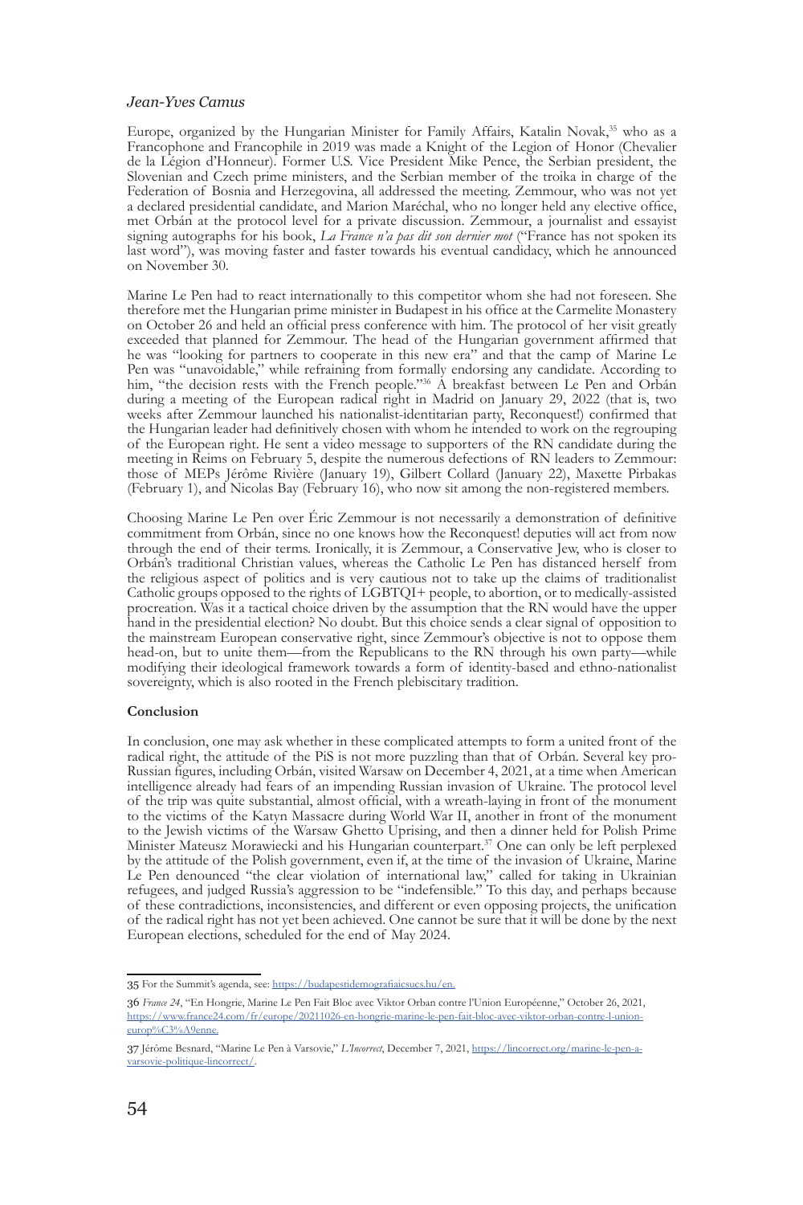Europe, organized by the Hungarian Minister for Family Affairs, Katalin Novak,[35] who as a Francophone and Francophile in 2019 was made a Knight of the Legion of Honor (Chevalier de la Légion d'Honneur). Former U.S. Vice President Mike Pence, the Serbian president, the Slovenian and Czech prime ministers, and the Serbian member of the troika in charge of the Federation of Bosnia and Herzegovina, all addressed the meeting. Zemmour, who was not yet a declared presidential candidate, and Marion Maréchal, who no longer held any elective office, met Orbán at the protocol level for a private discussion. Zemmour, a journalist and essayist signing autographs for his book, *La France n'a pas dit son dernier mot* ("France has not spoken its last word"), was moving faster and faster towards his eventual candidacy, which he announced on November 30.

Marine Le Pen had to react internationally to this competitor whom she had not foreseen. She therefore met the Hungarian prime minister in Budapest in his office at the Carmelite Monastery on October 26 and held an official press conference with him. The protocol of her visit greatly exceeded that planned for Zemmour. The head of the Hungarian government affirmed that he was "looking for partners to cooperate in this new era" and that the camp of Marine Le Pen was "unavoidable," while refraining from formally endorsing any candidate. According to him, "the decision rests with the French people."[36] A breakfast between Le Pen and Orbán during a meeting of the European radical right in Madrid on January 29, 2022 (that is, two weeks after Zemmour launched his nationalist-identitarian party, Reconquest!) confirmed that the Hungarian leader had definitively chosen with whom he intended to work on the regrouping of the European right. He sent a video message to supporters of the RN candidate during the meeting in Reims on February 5, despite the numerous defections of RN leaders to Zemmour: those of MEPs Jérôme Rivière (January 19), Gilbert Collard (January 22), Maxette Pirbakas (February 1), and Nicolas Bay (February 16), who now sit among the non-registered members.

Choosing Marine Le Pen over Éric Zemmour is not necessarily a demonstration of definitive commitment from Orbán, since no one knows how the Reconquest! deputies will act from now through the end of their terms. Ironically, it is Zemmour, a Conservative Jew, who is closer to Orbán's traditional Christian values, whereas the Catholic Le Pen has distanced herself from the religious aspect of politics and is very cautious not to take up the claims of traditionalist Catholic groups opposed to the rights of LGBTQI+ people, to abortion, or to medically-assisted procreation. Was it a tactical choice driven by the assumption that the RN would have the upper hand in the presidential election? No doubt. But this choice sends a clear signal of opposition to the mainstream European conservative right, since Zemmour's objective is not to oppose them head-on, but to unite them—from the Republicans to the RN through his own party—while modifying their ideological framework towards a form of identity-based and ethno-nationalist sovereignty, which is also rooted in the French plebiscitary tradition.

**Conclusion**

In conclusion, one may ask whether in these complicated attempts to form a united front of the radical right, the attitude of the PiS is not more puzzling than that of Orbán. Several key pro-Russian figures, including Orbán, visited Warsaw on December 4, 2021, at a time when American intelligence already had fears of an impending Russian invasion of Ukraine. The protocol level of the trip was quite substantial, almost official, with a wreath-laying in front of the monument to the victims of the Katyn Massacre during World War II, another in front of the monument to the Jewish victims of the Warsaw Ghetto Uprising, and then a dinner held for Polish Prime Minister Mateusz Morawiecki and his Hungarian counterpart.[37] One can only be left perplexed by the attitude of the Polish government, even if, at the time of the invasion of Ukraine, Marine Le Pen denounced "the clear violation of international law," called for taking in Ukrainian refugees, and judged Russia's aggression to be "indefensible." To this day, and perhaps because of these contradictions, inconsistencies, and different or even opposing projects, the unification of the radical right has not yet been achieved. One cannot be sure that it will be done by the next European elections, scheduled for the end of May 2024.

---

35 For the Summit's agenda, see: https://budapestidemografiaicsucs.hu/en.

36 *France 24*, "En Hongrie, Marine Le Pen Fait Bloc avec Viktor Orban contre l'Union Européenne," October 26, 2021, https://www.france24.com/fr/europe/20211026-en-hongrie-marine-le-pen-fait-bloc-avec-viktor-orban-contre-l-union-europ%C3%A9enne.

37 Jérôme Besnard, "Marine Le Pen à Varsovie," *L'Incorrect*, December 7, 2021, https://lincorrect.org/marine-le-pen-a-varsovie-politique-lincorrect/.